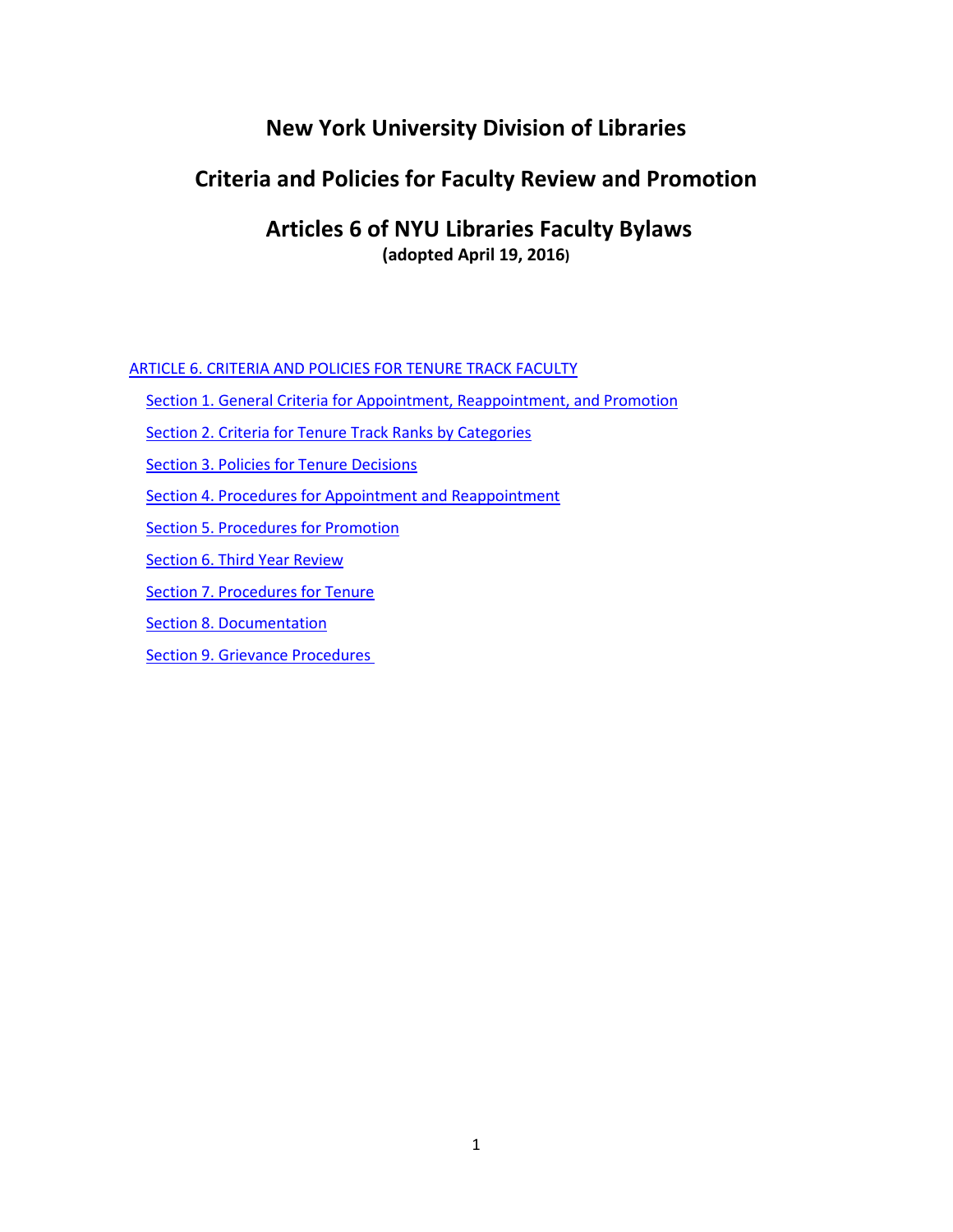# New York University Division of Libraries

# Criteria and Policies for Faculty Review and Promotion

# Articles 6 of NYU Libraries Faculty Bylaws

**(adopted April 19, 2016)**

ARTICLE 6. CRITERIA AND POLICIES FOR TENURE TRACK FACULTY

- Section 1. General Criteria for Appointment, Reappointment, and Promotion
- Section 2. Criteria for Tenure Track Ranks by Categories
- Section 3. Policies for Tenure Decisions
- Section 4. Procedures for Appointment and Reappointment
- Section 5. Procedures for Promotion
- Section 6. Third Year Review
- Section 7. Procedures for Tenure
- Section 8. Documentation
- Section 9. Grievance Procedures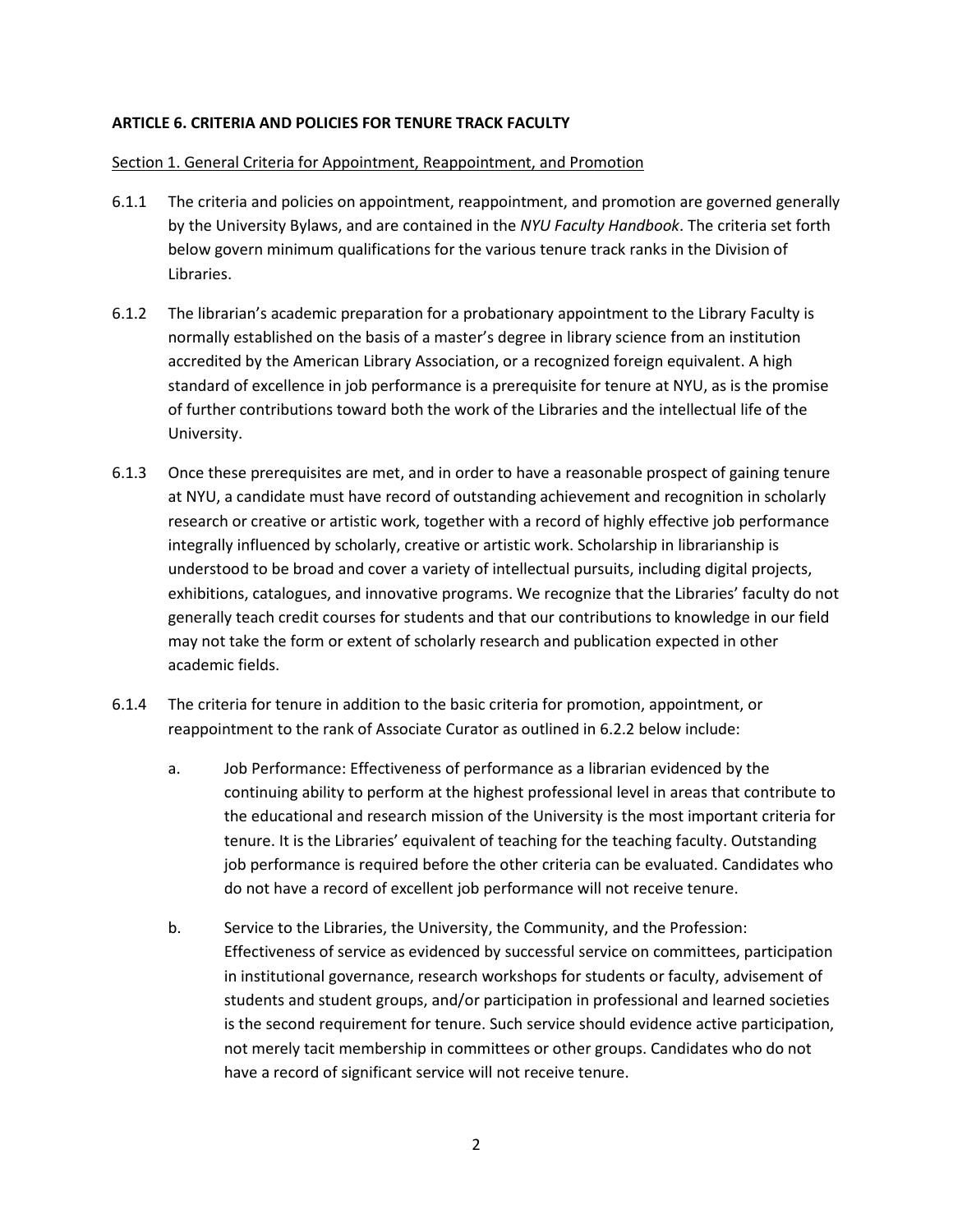**ARTICLE 6. CRITERIA AND POLICIES FOR TENURE TRACK FACULTY**

Section 1. General Criteria for Appointment, Reappointment, and Promotion

6.1.1 The criteria and policies on appointment, reappointment, and promotion are governed generally by the University Bylaws, and are contained in the *NYU Faculty Handbook*. The criteria set forth below govern minimum qualifications for the various tenure track ranks in the Division of Libraries.

6.1.2 The librarian's academic preparation for a probationary appointment to the Library Faculty is normally established on the basis of a master's degree in library science from an institution accredited by the American Library Association, or a recognized foreign equivalent. A high standard of excellence in job performance is a prerequisite for tenure at NYU, as is the promise of further contributions toward both the work of the Libraries and the intellectual life of the University.

6.1.3 Once these prerequisites are met, and in order to have a reasonable prospect of gaining tenure at NYU, a candidate must have record of outstanding achievement and recognition in scholarly research or creative or artistic work, together with a record of highly effective job performance integrally influenced by scholarly, creative or artistic work. Scholarship in librarianship is understood to be broad and cover a variety of intellectual pursuits, including digital projects, exhibitions, catalogues, and innovative programs. We recognize that the Libraries' faculty do not generally teach credit courses for students and that our contributions to knowledge in our field may not take the form or extent of scholarly research and publication expected in other academic fields.

6.1.4 The criteria for tenure in addition to the basic criteria for promotion, appointment, or reappointment to the rank of Associate Curator as outlined in 6.2.2 below include:

a. Job Performance: Effectiveness of performance as a librarian evidenced by the continuing ability to perform at the highest professional level in areas that contribute to the educational and research mission of the University is the most important criteria for tenure. It is the Libraries' equivalent of teaching for the teaching faculty. Outstanding job performance is required before the other criteria can be evaluated. Candidates who do not have a record of excellent job performance will not receive tenure.

b. Service to the Libraries, the University, the Community, and the Profession: Effectiveness of service as evidenced by successful service on committees, participation in institutional governance, research workshops for students or faculty, advisement of students and student groups, and/or participation in professional and learned societies is the second requirement for tenure. Such service should evidence active participation, not merely tacit membership in committees or other groups. Candidates who do not have a record of significant service will not receive tenure.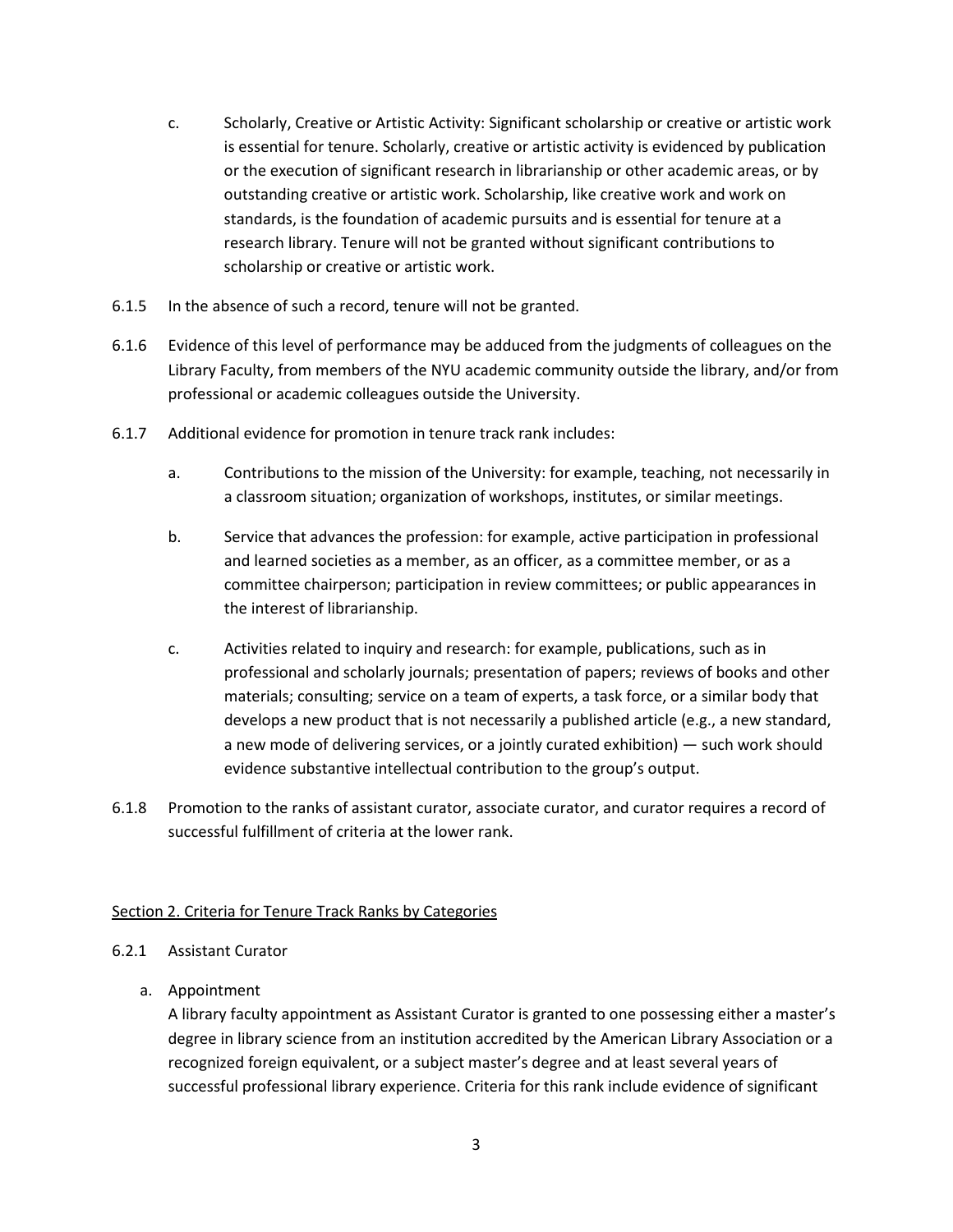c. Scholarly, Creative or Artistic Activity: Significant scholarship or creative or artistic work is essential for tenure. Scholarly, creative or artistic activity is evidenced by publication or the execution of significant research in librarianship or other academic areas, or by outstanding creative or artistic work. Scholarship, like creative work and work on standards, is the foundation of academic pursuits and is essential for tenure at a research library. Tenure will not be granted without significant contributions to scholarship or creative or artistic work.

6.1.5 In the absence of such a record, tenure will not be granted.

6.1.6 Evidence of this level of performance may be adduced from the judgments of colleagues on the Library Faculty, from members of the NYU academic community outside the library, and/or from professional or academic colleagues outside the University.

6.1.7 Additional evidence for promotion in tenure track rank includes:

a. Contributions to the mission of the University: for example, teaching, not necessarily in a classroom situation; organization of workshops, institutes, or similar meetings.

b. Service that advances the profession: for example, active participation in professional and learned societies as a member, as an officer, as a committee member, or as a committee chairperson; participation in review committees; or public appearances in the interest of librarianship.

c. Activities related to inquiry and research: for example, publications, such as in professional and scholarly journals; presentation of papers; reviews of books and other materials; consulting; service on a team of experts, a task force, or a similar body that develops a new product that is not necessarily a published article (e.g., a new standard, a new mode of delivering services, or a jointly curated exhibition) — such work should evidence substantive intellectual contribution to the group's output.

6.1.8 Promotion to the ranks of assistant curator, associate curator, and curator requires a record of successful fulfillment of criteria at the lower rank.

<u>Section 2. Criteria for Tenure Track Ranks by Categories</u>

6.2.1 Assistant Curator

a. Appointment
A library faculty appointment as Assistant Curator is granted to one possessing either a master's degree in library science from an institution accredited by the American Library Association or a recognized foreign equivalent, or a subject master's degree and at least several years of successful professional library experience. Criteria for this rank include evidence of significant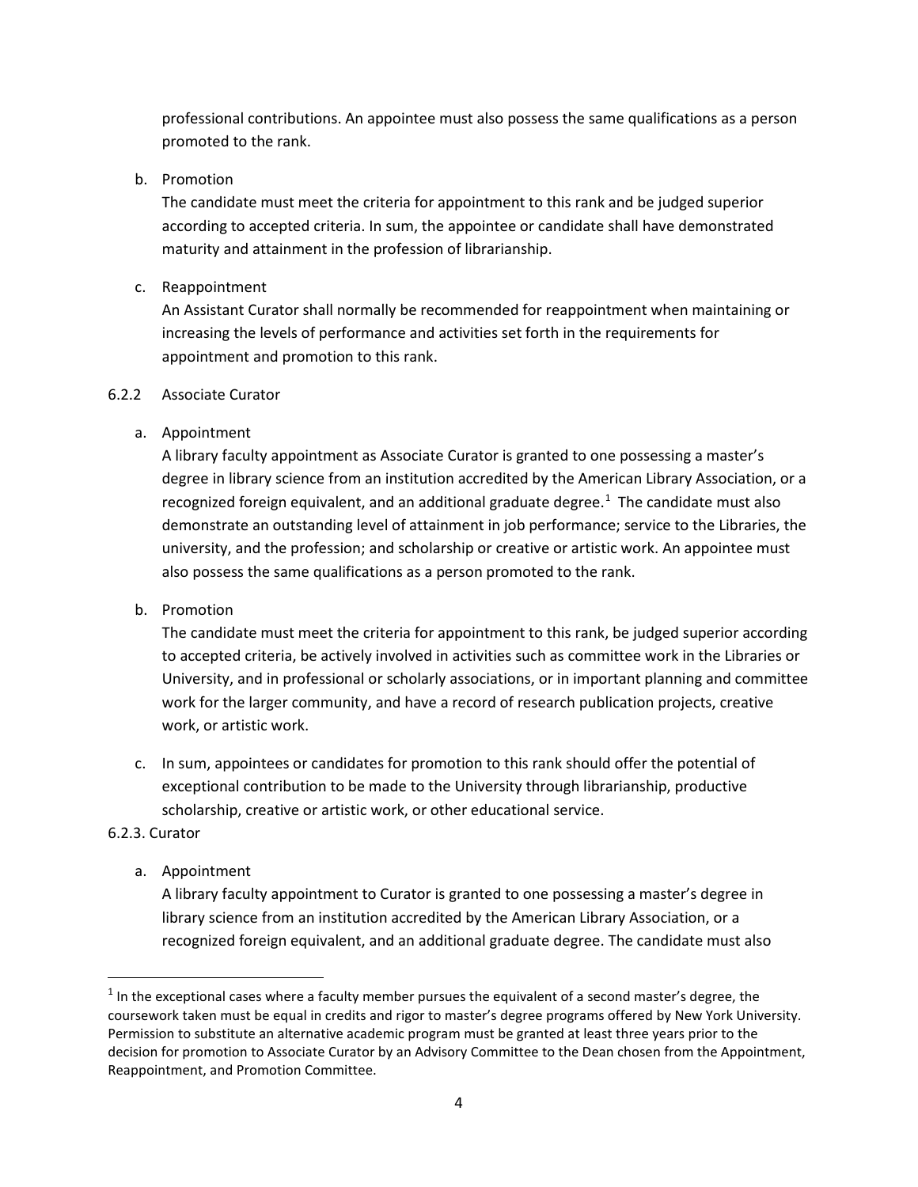professional contributions. An appointee must also possess the same qualifications as a person promoted to the rank.

b. Promotion
   The candidate must meet the criteria for appointment to this rank and be judged superior according to accepted criteria. In sum, the appointee or candidate shall have demonstrated maturity and attainment in the profession of librarianship.

c. Reappointment
   An Assistant Curator shall normally be recommended for reappointment when maintaining or increasing the levels of performance and activities set forth in the requirements for appointment and promotion to this rank.

### 6.2.2 Associate Curator

a. Appointment
   A library faculty appointment as Associate Curator is granted to one possessing a master's degree in library science from an institution accredited by the American Library Association, or a recognized foreign equivalent, and an additional graduate degree.[1] The candidate must also demonstrate an outstanding level of attainment in job performance; service to the Libraries, the university, and the profession; and scholarship or creative or artistic work. An appointee must also possess the same qualifications as a person promoted to the rank.

b. Promotion
   The candidate must meet the criteria for appointment to this rank, be judged superior according to accepted criteria, be actively involved in activities such as committee work in the Libraries or University, and in professional or scholarly associations, or in important planning and committee work for the larger community, and have a record of research publication projects, creative work, or artistic work.

c. In sum, appointees or candidates for promotion to this rank should offer the potential of exceptional contribution to be made to the University through librarianship, productive scholarship, creative or artistic work, or other educational service.

### 6.2.3. Curator

a. Appointment
   A library faculty appointment to Curator is granted to one possessing a master's degree in library science from an institution accredited by the American Library Association, or a recognized foreign equivalent, and an additional graduate degree. The candidate must also

---

[1] In the exceptional cases where a faculty member pursues the equivalent of a second master's degree, the coursework taken must be equal in credits and rigor to master's degree programs offered by New York University. Permission to substitute an alternative academic program must be granted at least three years prior to the decision for promotion to Associate Curator by an Advisory Committee to the Dean chosen from the Appointment, Reappointment, and Promotion Committee.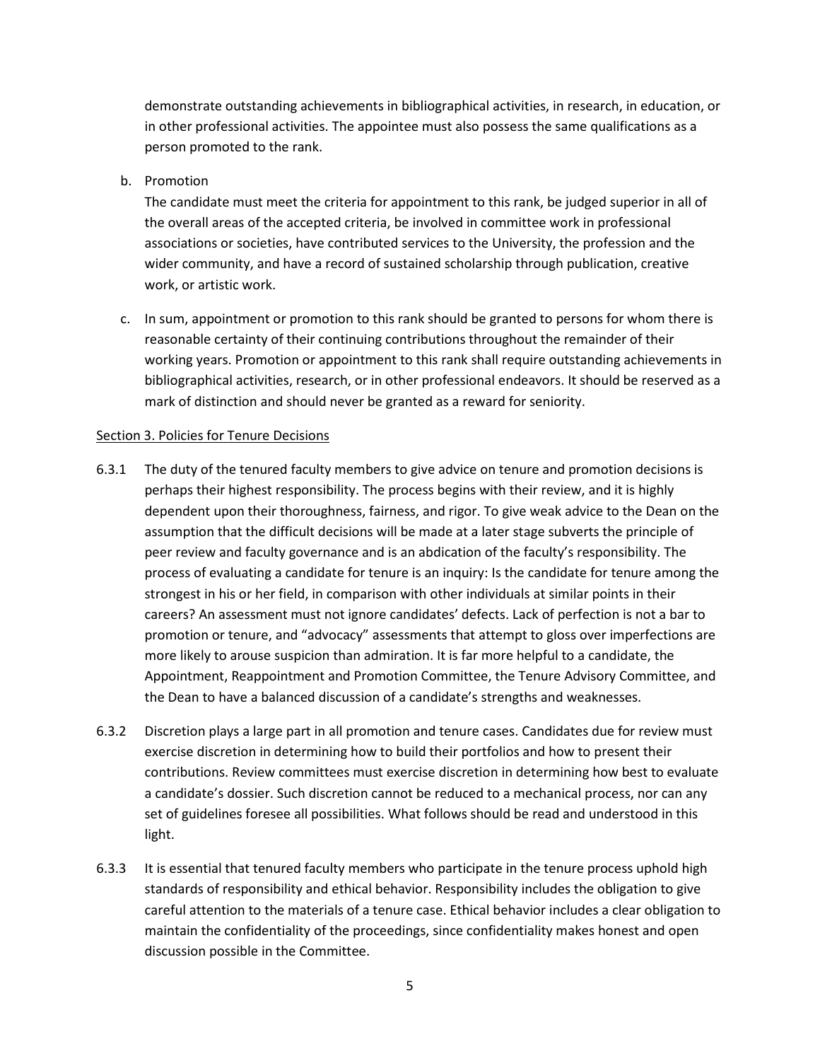demonstrate outstanding achievements in bibliographical activities, in research, in education, or in other professional activities. The appointee must also possess the same qualifications as a person promoted to the rank.

b. Promotion

   The candidate must meet the criteria for appointment to this rank, be judged superior in all of the overall areas of the accepted criteria, be involved in committee work in professional associations or societies, have contributed services to the University, the profession and the wider community, and have a record of sustained scholarship through publication, creative work, or artistic work.

c. In sum, appointment or promotion to this rank should be granted to persons for whom there is reasonable certainty of their continuing contributions throughout the remainder of their working years. Promotion or appointment to this rank shall require outstanding achievements in bibliographical activities, research, or in other professional endeavors. It should be reserved as a mark of distinction and should never be granted as a reward for seniority.

<u>Section 3. Policies for Tenure Decisions</u>

6.3.1 The duty of the tenured faculty members to give advice on tenure and promotion decisions is perhaps their highest responsibility. The process begins with their review, and it is highly dependent upon their thoroughness, fairness, and rigor. To give weak advice to the Dean on the assumption that the difficult decisions will be made at a later stage subverts the principle of peer review and faculty governance and is an abdication of the faculty's responsibility. The process of evaluating a candidate for tenure is an inquiry: Is the candidate for tenure among the strongest in his or her field, in comparison with other individuals at similar points in their careers? An assessment must not ignore candidates' defects. Lack of perfection is not a bar to promotion or tenure, and "advocacy" assessments that attempt to gloss over imperfections are more likely to arouse suspicion than admiration. It is far more helpful to a candidate, the Appointment, Reappointment and Promotion Committee, the Tenure Advisory Committee, and the Dean to have a balanced discussion of a candidate's strengths and weaknesses.

6.3.2 Discretion plays a large part in all promotion and tenure cases. Candidates due for review must exercise discretion in determining how to build their portfolios and how to present their contributions. Review committees must exercise discretion in determining how best to evaluate a candidate's dossier. Such discretion cannot be reduced to a mechanical process, nor can any set of guidelines foresee all possibilities. What follows should be read and understood in this light.

6.3.3 It is essential that tenured faculty members who participate in the tenure process uphold high standards of responsibility and ethical behavior. Responsibility includes the obligation to give careful attention to the materials of a tenure case. Ethical behavior includes a clear obligation to maintain the confidentiality of the proceedings, since confidentiality makes honest and open discussion possible in the Committee.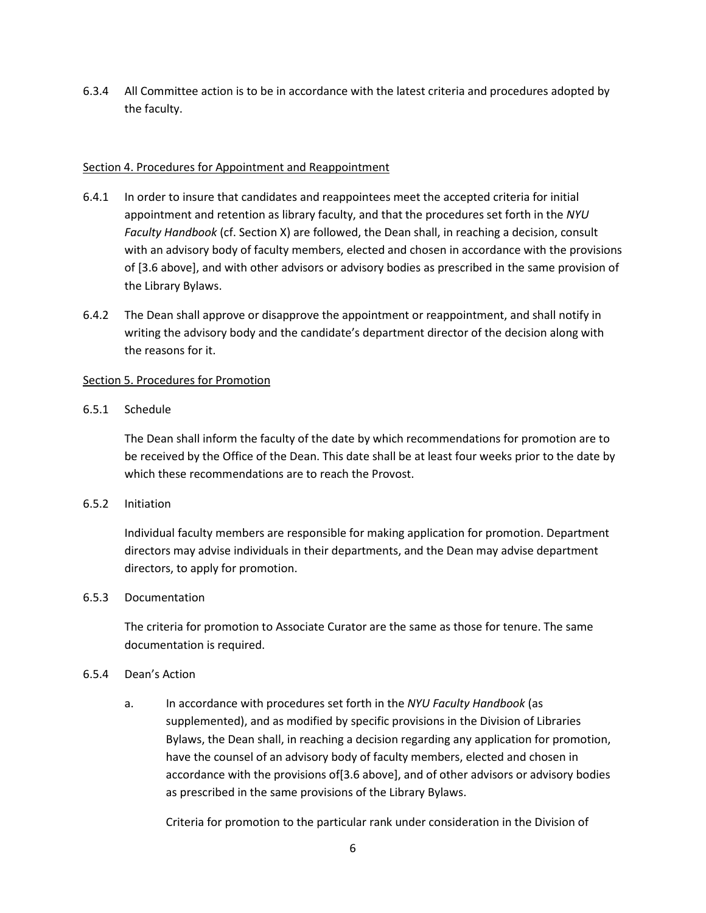6.3.4 All Committee action is to be in accordance with the latest criteria and procedures adopted by the faculty.

Section 4. Procedures for Appointment and Reappointment

6.4.1 In order to insure that candidates and reappointees meet the accepted criteria for initial appointment and retention as library faculty, and that the procedures set forth in the *NYU Faculty Handbook* (cf. Section X) are followed, the Dean shall, in reaching a decision, consult with an advisory body of faculty members, elected and chosen in accordance with the provisions of [3.6 above], and with other advisors or advisory bodies as prescribed in the same provision of the Library Bylaws.

6.4.2 The Dean shall approve or disapprove the appointment or reappointment, and shall notify in writing the advisory body and the candidate's department director of the decision along with the reasons for it.

Section 5. Procedures for Promotion

6.5.1 Schedule

The Dean shall inform the faculty of the date by which recommendations for promotion are to be received by the Office of the Dean. This date shall be at least four weeks prior to the date by which these recommendations are to reach the Provost.

6.5.2 Initiation

Individual faculty members are responsible for making application for promotion. Department directors may advise individuals in their departments, and the Dean may advise department directors, to apply for promotion.

6.5.3 Documentation

The criteria for promotion to Associate Curator are the same as those for tenure. The same documentation is required.

6.5.4 Dean's Action

a. In accordance with procedures set forth in the *NYU Faculty Handbook* (as supplemented), and as modified by specific provisions in the Division of Libraries Bylaws, the Dean shall, in reaching a decision regarding any application for promotion, have the counsel of an advisory body of faculty members, elected and chosen in accordance with the provisions of[3.6 above], and of other advisors or advisory bodies as prescribed in the same provisions of the Library Bylaws.

Criteria for promotion to the particular rank under consideration in the Division of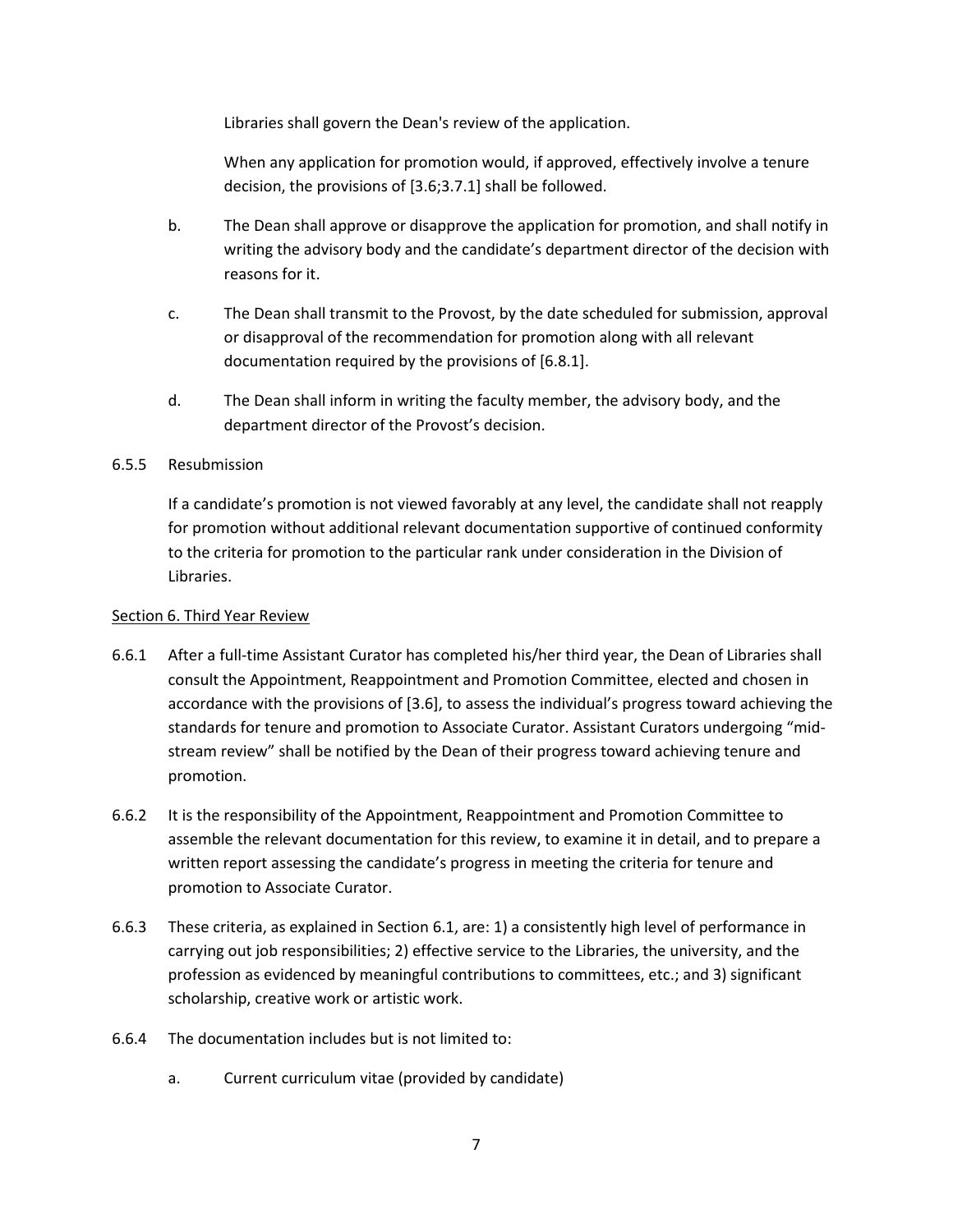Libraries shall govern the Dean's review of the application.

When any application for promotion would, if approved, effectively involve a tenure decision, the provisions of [3.6;3.7.1] shall be followed.

b. The Dean shall approve or disapprove the application for promotion, and shall notify in writing the advisory body and the candidate's department director of the decision with reasons for it.

c. The Dean shall transmit to the Provost, by the date scheduled for submission, approval or disapproval of the recommendation for promotion along with all relevant documentation required by the provisions of [6.8.1].

d. The Dean shall inform in writing the faculty member, the advisory body, and the department director of the Provost's decision.

6.5.5 Resubmission

If a candidate's promotion is not viewed favorably at any level, the candidate shall not reapply for promotion without additional relevant documentation supportive of continued conformity to the criteria for promotion to the particular rank under consideration in the Division of Libraries.

## Section 6. Third Year Review

6.6.1 After a full-time Assistant Curator has completed his/her third year, the Dean of Libraries shall consult the Appointment, Reappointment and Promotion Committee, elected and chosen in accordance with the provisions of [3.6], to assess the individual's progress toward achieving the standards for tenure and promotion to Associate Curator. Assistant Curators undergoing "mid-stream review" shall be notified by the Dean of their progress toward achieving tenure and promotion.

6.6.2 It is the responsibility of the Appointment, Reappointment and Promotion Committee to assemble the relevant documentation for this review, to examine it in detail, and to prepare a written report assessing the candidate's progress in meeting the criteria for tenure and promotion to Associate Curator.

6.6.3 These criteria, as explained in Section 6.1, are: 1) a consistently high level of performance in carrying out job responsibilities; 2) effective service to the Libraries, the university, and the profession as evidenced by meaningful contributions to committees, etc.; and 3) significant scholarship, creative work or artistic work.

6.6.4 The documentation includes but is not limited to:

a. Current curriculum vitae (provided by candidate)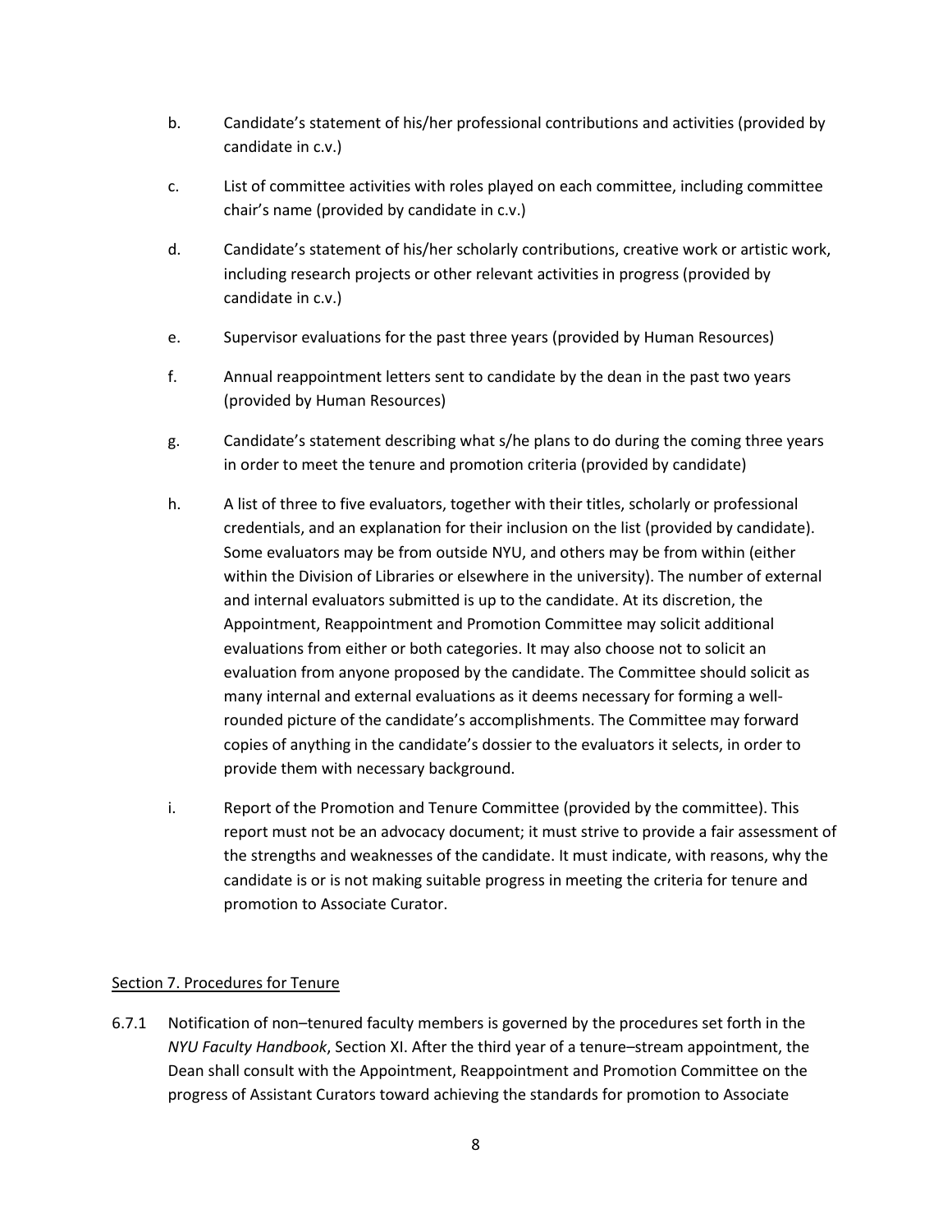b. Candidate's statement of his/her professional contributions and activities (provided by candidate in c.v.)

c. List of committee activities with roles played on each committee, including committee chair's name (provided by candidate in c.v.)

d. Candidate's statement of his/her scholarly contributions, creative work or artistic work, including research projects or other relevant activities in progress (provided by candidate in c.v.)

e. Supervisor evaluations for the past three years (provided by Human Resources)

f. Annual reappointment letters sent to candidate by the dean in the past two years (provided by Human Resources)

g. Candidate's statement describing what s/he plans to do during the coming three years in order to meet the tenure and promotion criteria (provided by candidate)

h. A list of three to five evaluators, together with their titles, scholarly or professional credentials, and an explanation for their inclusion on the list (provided by candidate). Some evaluators may be from outside NYU, and others may be from within (either within the Division of Libraries or elsewhere in the university). The number of external and internal evaluators submitted is up to the candidate. At its discretion, the Appointment, Reappointment and Promotion Committee may solicit additional evaluations from either or both categories. It may also choose not to solicit an evaluation from anyone proposed by the candidate. The Committee should solicit as many internal and external evaluations as it deems necessary for forming a well-rounded picture of the candidate's accomplishments. The Committee may forward copies of anything in the candidate's dossier to the evaluators it selects, in order to provide them with necessary background.

i. Report of the Promotion and Tenure Committee (provided by the committee). This report must not be an advocacy document; it must strive to provide a fair assessment of the strengths and weaknesses of the candidate. It must indicate, with reasons, why the candidate is or is not making suitable progress in meeting the criteria for tenure and promotion to Associate Curator.

## Section 7. Procedures for Tenure

6.7.1 Notification of non–tenured faculty members is governed by the procedures set forth in the *NYU Faculty Handbook*, Section XI. After the third year of a tenure–stream appointment, the Dean shall consult with the Appointment, Reappointment and Promotion Committee on the progress of Assistant Curators toward achieving the standards for promotion to Associate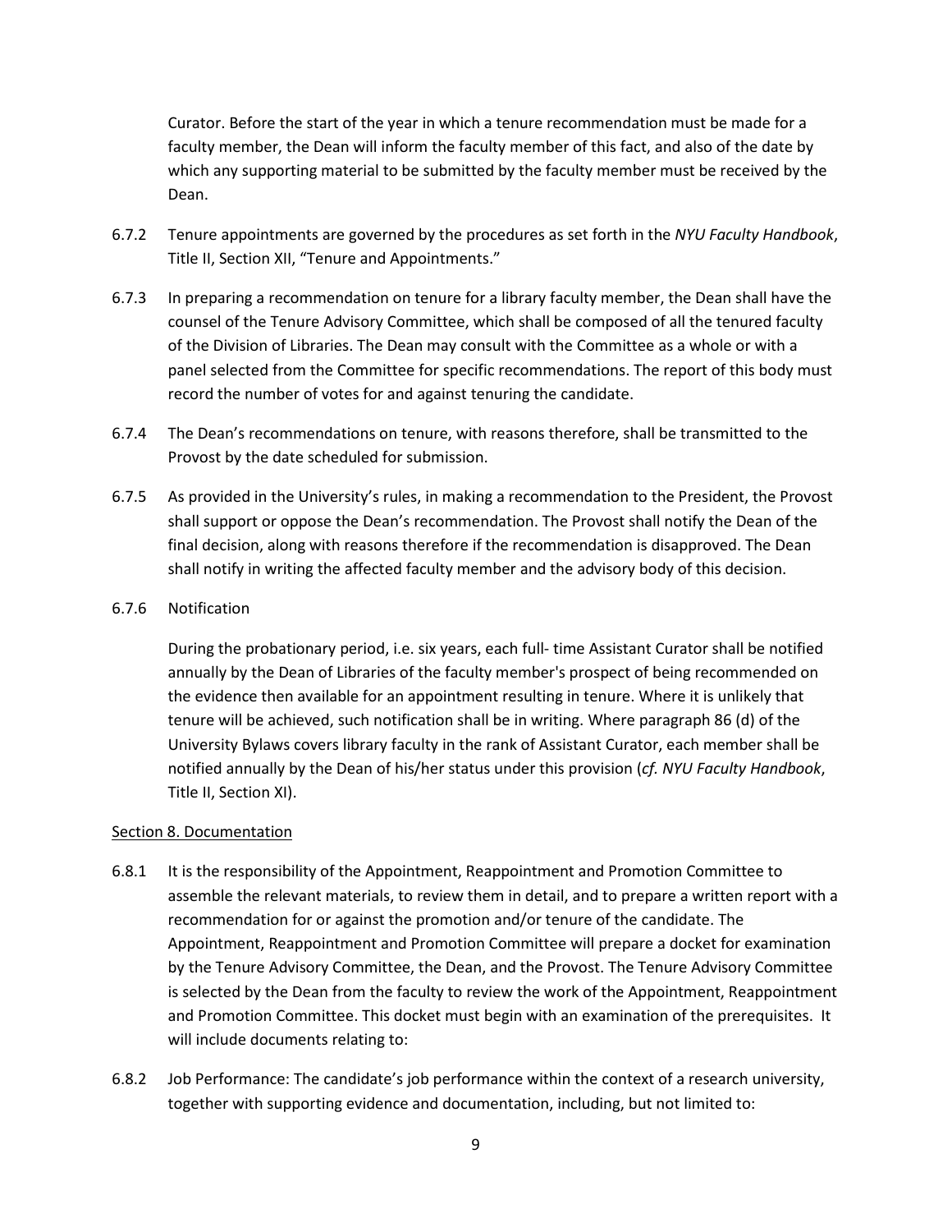Curator. Before the start of the year in which a tenure recommendation must be made for a faculty member, the Dean will inform the faculty member of this fact, and also of the date by which any supporting material to be submitted by the faculty member must be received by the Dean.

6.7.2 Tenure appointments are governed by the procedures as set forth in the *NYU Faculty Handbook*, Title II, Section XII, "Tenure and Appointments."

6.7.3 In preparing a recommendation on tenure for a library faculty member, the Dean shall have the counsel of the Tenure Advisory Committee, which shall be composed of all the tenured faculty of the Division of Libraries. The Dean may consult with the Committee as a whole or with a panel selected from the Committee for specific recommendations. The report of this body must record the number of votes for and against tenuring the candidate.

6.7.4 The Dean's recommendations on tenure, with reasons therefore, shall be transmitted to the Provost by the date scheduled for submission.

6.7.5 As provided in the University's rules, in making a recommendation to the President, the Provost shall support or oppose the Dean's recommendation. The Provost shall notify the Dean of the final decision, along with reasons therefore if the recommendation is disapproved. The Dean shall notify in writing the affected faculty member and the advisory body of this decision.

6.7.6 Notification

During the probationary period, i.e. six years, each full- time Assistant Curator shall be notified annually by the Dean of Libraries of the faculty member's prospect of being recommended on the evidence then available for an appointment resulting in tenure. Where it is unlikely that tenure will be achieved, such notification shall be in writing. Where paragraph 86 (d) of the University Bylaws covers library faculty in the rank of Assistant Curator, each member shall be notified annually by the Dean of his/her status under this provision (*cf. NYU Faculty Handbook*, Title II, Section XI).

<u>Section 8. Documentation</u>

6.8.1 It is the responsibility of the Appointment, Reappointment and Promotion Committee to assemble the relevant materials, to review them in detail, and to prepare a written report with a recommendation for or against the promotion and/or tenure of the candidate. The Appointment, Reappointment and Promotion Committee will prepare a docket for examination by the Tenure Advisory Committee, the Dean, and the Provost. The Tenure Advisory Committee is selected by the Dean from the faculty to review the work of the Appointment, Reappointment and Promotion Committee. This docket must begin with an examination of the prerequisites. It will include documents relating to:

6.8.2 Job Performance: The candidate's job performance within the context of a research university, together with supporting evidence and documentation, including, but not limited to: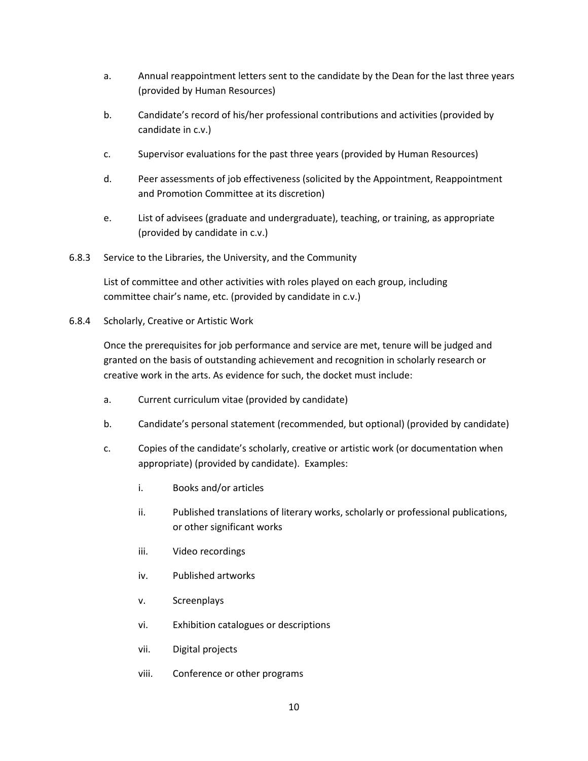a. Annual reappointment letters sent to the candidate by the Dean for the last three years (provided by Human Resources)

b. Candidate's record of his/her professional contributions and activities (provided by candidate in c.v.)

c. Supervisor evaluations for the past three years (provided by Human Resources)

d. Peer assessments of job effectiveness (solicited by the Appointment, Reappointment and Promotion Committee at its discretion)

e. List of advisees (graduate and undergraduate), teaching, or training, as appropriate (provided by candidate in c.v.)

6.8.3 Service to the Libraries, the University, and the Community

List of committee and other activities with roles played on each group, including committee chair's name, etc. (provided by candidate in c.v.)

6.8.4 Scholarly, Creative or Artistic Work

Once the prerequisites for job performance and service are met, tenure will be judged and granted on the basis of outstanding achievement and recognition in scholarly research or creative work in the arts. As evidence for such, the docket must include:

a. Current curriculum vitae (provided by candidate)

b. Candidate's personal statement (recommended, but optional) (provided by candidate)

c. Copies of the candidate's scholarly, creative or artistic work (or documentation when appropriate) (provided by candidate). Examples:

   i. Books and/or articles

   ii. Published translations of literary works, scholarly or professional publications, or other significant works

   iii. Video recordings

   iv. Published artworks

   v. Screenplays

   vi. Exhibition catalogues or descriptions

   vii. Digital projects

   viii. Conference or other programs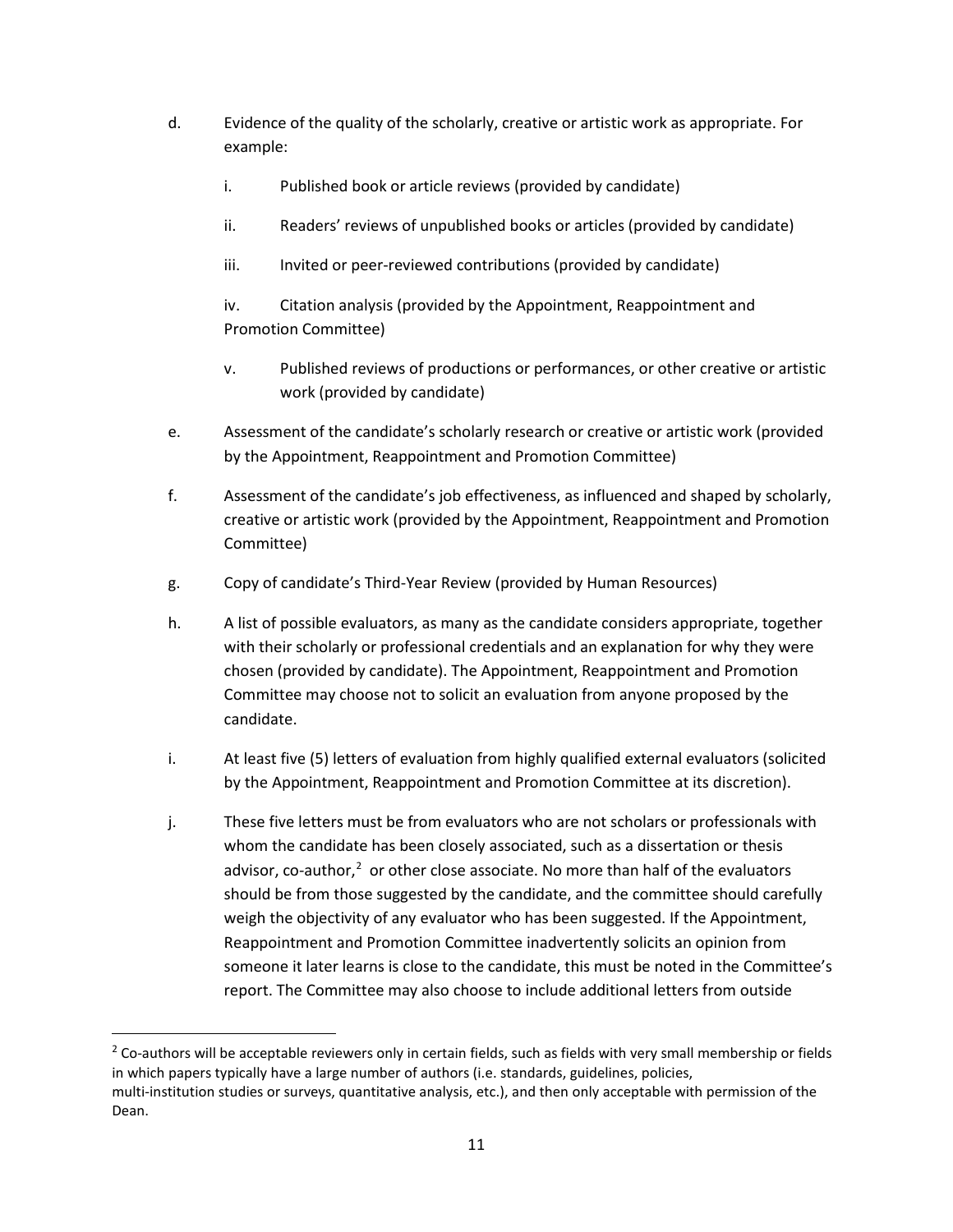d. Evidence of the quality of the scholarly, creative or artistic work as appropriate. For example:

   i. Published book or article reviews (provided by candidate)

   ii. Readers' reviews of unpublished books or articles (provided by candidate)

   iii. Invited or peer-reviewed contributions (provided by candidate)

   iv. Citation analysis (provided by the Appointment, Reappointment and Promotion Committee)

   v. Published reviews of productions or performances, or other creative or artistic work (provided by candidate)

e. Assessment of the candidate's scholarly research or creative or artistic work (provided by the Appointment, Reappointment and Promotion Committee)

f. Assessment of the candidate's job effectiveness, as influenced and shaped by scholarly, creative or artistic work (provided by the Appointment, Reappointment and Promotion Committee)

g. Copy of candidate's Third-Year Review (provided by Human Resources)

h. A list of possible evaluators, as many as the candidate considers appropriate, together with their scholarly or professional credentials and an explanation for why they were chosen (provided by candidate). The Appointment, Reappointment and Promotion Committee may choose not to solicit an evaluation from anyone proposed by the candidate.

i. At least five (5) letters of evaluation from highly qualified external evaluators (solicited by the Appointment, Reappointment and Promotion Committee at its discretion).

j. These five letters must be from evaluators who are not scholars or professionals with whom the candidate has been closely associated, such as a dissertation or thesis advisor, co-author,[2] or other close associate. No more than half of the evaluators should be from those suggested by the candidate, and the committee should carefully weigh the objectivity of any evaluator who has been suggested. If the Appointment, Reappointment and Promotion Committee inadvertently solicits an opinion from someone it later learns is close to the candidate, this must be noted in the Committee's report. The Committee may also choose to include additional letters from outside

---

[2] Co-authors will be acceptable reviewers only in certain fields, such as fields with very small membership or fields in which papers typically have a large number of authors (i.e. standards, guidelines, policies, multi-institution studies or surveys, quantitative analysis, etc.), and then only acceptable with permission of the Dean.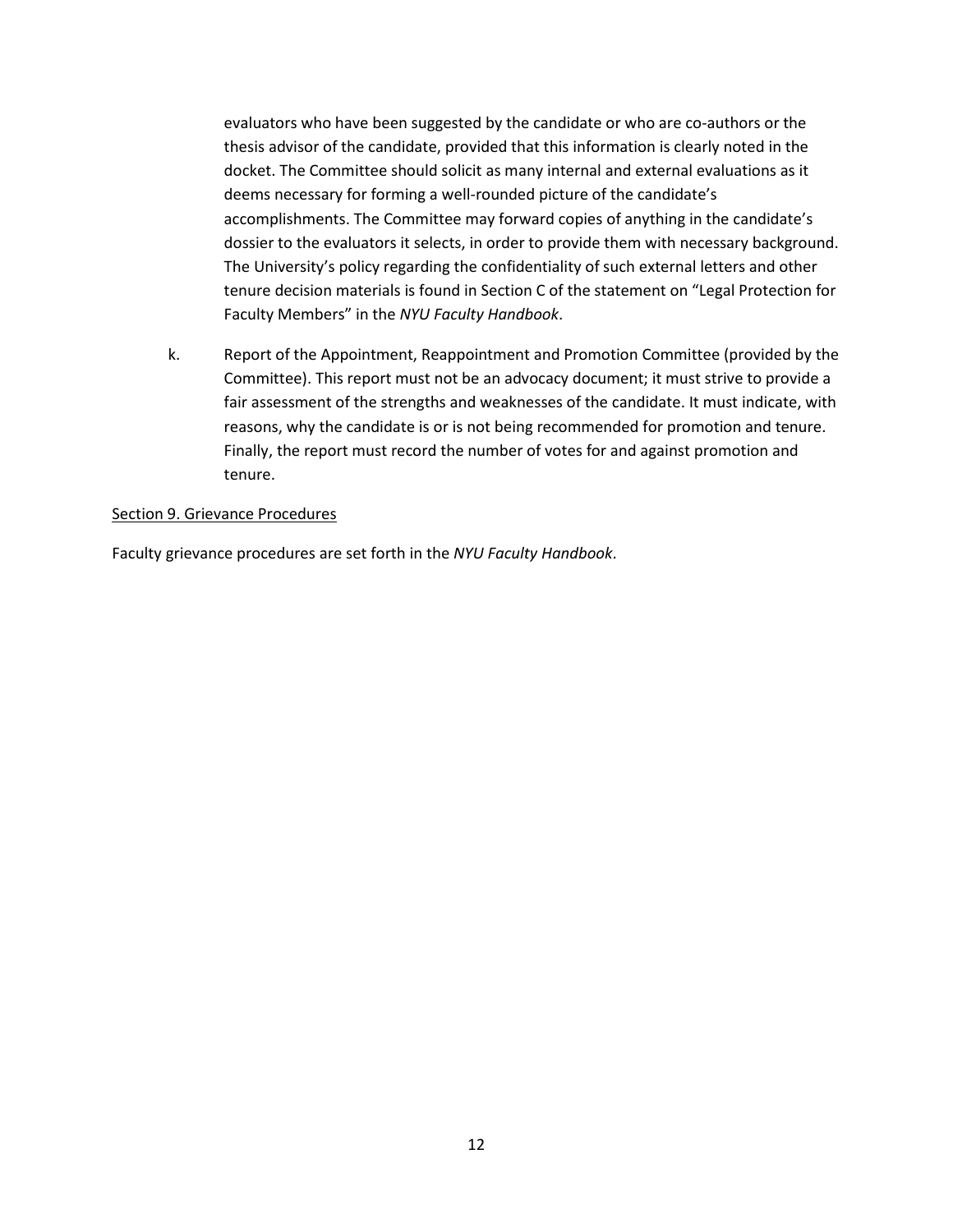evaluators who have been suggested by the candidate or who are co-authors or the thesis advisor of the candidate, provided that this information is clearly noted in the docket. The Committee should solicit as many internal and external evaluations as it deems necessary for forming a well-rounded picture of the candidate's accomplishments. The Committee may forward copies of anything in the candidate's dossier to the evaluators it selects, in order to provide them with necessary background. The University's policy regarding the confidentiality of such external letters and other tenure decision materials is found in Section C of the statement on "Legal Protection for Faculty Members" in the *NYU Faculty Handbook*.

k. Report of the Appointment, Reappointment and Promotion Committee (provided by the Committee). This report must not be an advocacy document; it must strive to provide a fair assessment of the strengths and weaknesses of the candidate. It must indicate, with reasons, why the candidate is or is not being recommended for promotion and tenure. Finally, the report must record the number of votes for and against promotion and tenure.

<u>Section 9. Grievance Procedures</u>

Faculty grievance procedures are set forth in the *NYU Faculty Handbook*.